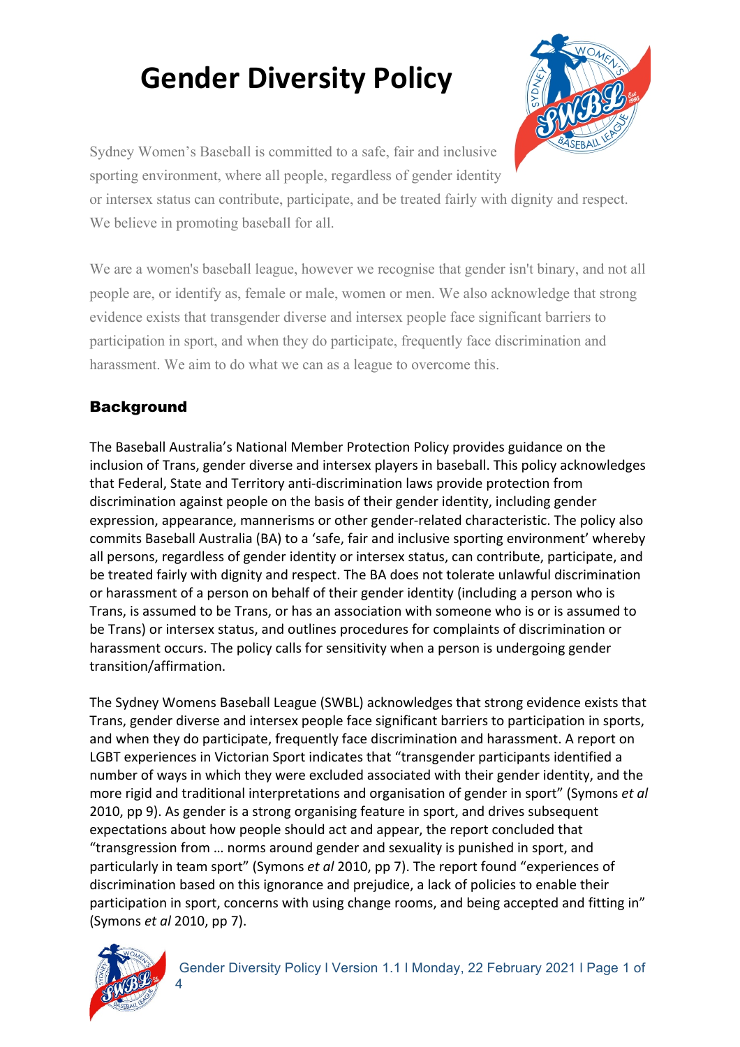# Gender Diversity Policy

Sydney Women's Baseball is committed to a safe, fair and inclusive sporting environment, where all people, regardless of gender identity or intersex status can contribute, participate, and be treated fairly with dignity and respect. We believe in promoting baseball for all.

We are a women's baseball league, however we recognise that gender isn't binary, and not all people are, or identify as, female or male, women or men. We also acknowledge that strong evidence exists that transgender diverse and intersex people face significant barriers to participation in sport, and when they do participate, frequently face discrimination and harassment. We aim to do what we can as a league to overcome this.

## Background

The Baseball Australia's National Member Protection Policy provides guidance on the inclusion of Trans, gender diverse and intersex players in baseball. This policy acknowledges that Federal, State and Territory anti-discrimination laws provide protection from discrimination against people on the basis of their gender identity, including gender expression, appearance, mannerisms or other gender-related characteristic. The policy also commits Baseball Australia (BA) to a 'safe, fair and inclusive sporting environment' whereby all persons, regardless of gender identity or intersex status, can contribute, participate, and be treated fairly with dignity and respect. The BA does not tolerate unlawful discrimination or harassment of a person on behalf of their gender identity (including a person who is Trans, is assumed to be Trans, or has an association with someone who is or is assumed to be Trans) or intersex status, and outlines procedures for complaints of discrimination or harassment occurs. The policy calls for sensitivity when a person is undergoing gender transition/affirmation.

The Sydney Womens Baseball League (SWBL) acknowledges that strong evidence exists that Trans, gender diverse and intersex people face significant barriers to participation in sports, and when they do participate, frequently face discrimination and harassment. A report on LGBT experiences in Victorian Sport indicates that "transgender participants identified a number of ways in which they were excluded associated with their gender identity, and the more rigid and traditional interpretations and organisation of gender in sport" (Symons *et al* 2010, pp 9). As gender is a strong organising feature in sport, and drives subsequent expectations about how people should act and appear, the report concluded that "transgression from … norms around gender and sexuality is punished in sport, and particularly in team sport" (Symons *et al* 2010, pp 7). The report found "experiences of discrimination based on this ignorance and prejudice, a lack of policies to enable their participation in sport, concerns with using change rooms, and being accepted and fitting in" (Symons *et al* 2010, pp 7).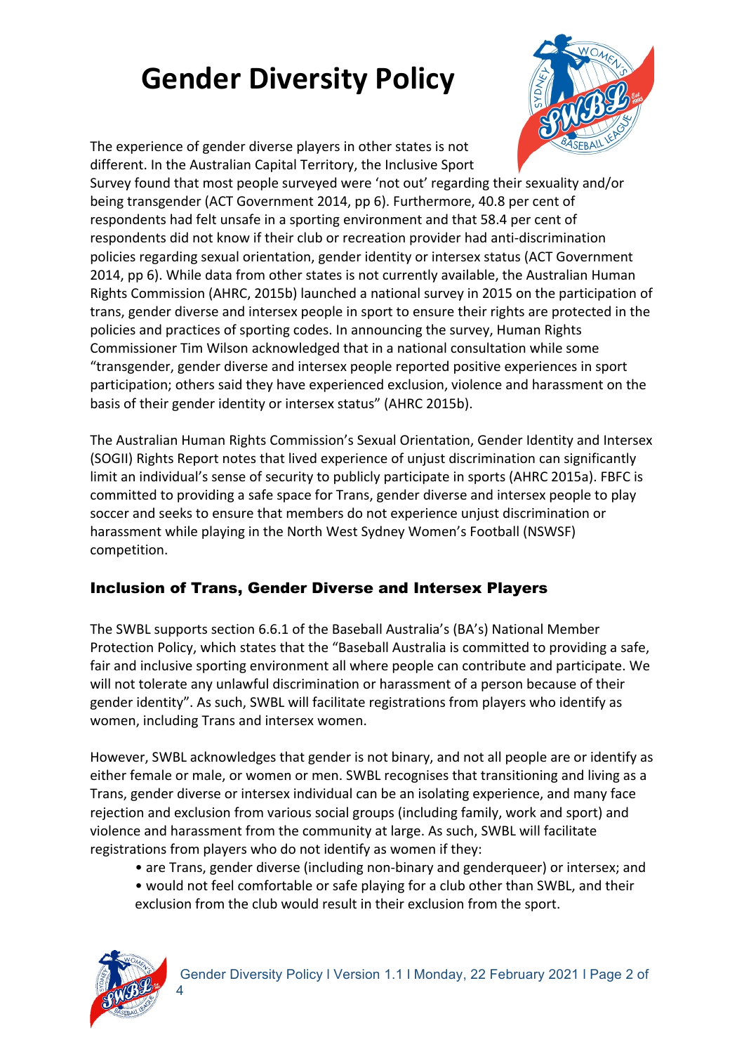# Gender Diversity Policy

The experience of gender diverse players in other states is not different. In the Australian Capital Territory, the Inclusive Sport Survey found that most people surveyed were 'not out' regarding their sexuality and/or being transgender (ACT Government 2014, pp 6). Furthermore, 40.8 per cent of respondents had felt unsafe in a sporting environment and that 58.4 per cent of respondents did not know if their club or recreation provider had anti-discrimination policies regarding sexual orientation, gender identity or intersex status (ACT Government 2014, pp 6). While data from other states is not currently available, the Australian Human Rights Commission (AHRC, 2015b) launched a national survey in 2015 on the participation of trans, gender diverse and intersex people in sport to ensure their rights are protected in the policies and practices of sporting codes. In announcing the survey, Human Rights Commissioner Tim Wilson acknowledged that in a national consultation while some "transgender, gender diverse and intersex people reported positive experiences in sport participation; others said they have experienced exclusion, violence and harassment on the basis of their gender identity or intersex status" (AHRC 2015b).

The Australian Human Rights Commission's Sexual Orientation, Gender Identity and Intersex (SOGII) Rights Report notes that lived experience of unjust discrimination can significantly limit an individual's sense of security to publicly participate in sports (AHRC 2015a). FBFC is committed to providing a safe space for Trans, gender diverse and intersex people to play soccer and seeks to ensure that members do not experience unjust discrimination or harassment while playing in the North West Sydney Women's Football (NSWSF) competition.

## Inclusion of Trans, Gender Diverse and Intersex Players

The SWBL supports section 6.6.1 of the Baseball Australia's (BA's) National Member Protection Policy, which states that the "Baseball Australia is committed to providing a safe, fair and inclusive sporting environment all where people can contribute and participate. We will not tolerate any unlawful discrimination or harassment of a person because of their gender identity". As such, SWBL will facilitate registrations from players who identify as women, including Trans and intersex women.

However, SWBL acknowledges that gender is not binary, and not all people are or identify as either female or male, or women or men. SWBL recognises that transitioning and living as a Trans, gender diverse or intersex individual can be an isolating experience, and many face rejection and exclusion from various social groups (including family, work and sport) and violence and harassment from the community at large. As such, SWBL will facilitate registrations from players who do not identify as women if they:

- are Trans, gender diverse (including non-binary and genderqueer) or intersex; and
- would not feel comfortable or safe playing for a club other than SWBL, and their exclusion from the club would result in their exclusion from the sport.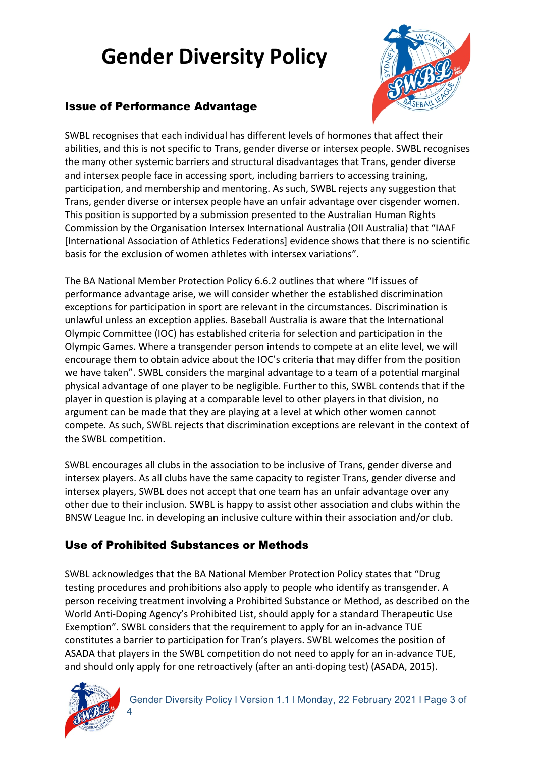# Gender Diversity Policy

## Issue of Performance Advantage

SWBL recognises that each individual has different levels of hormones that affect their abilities, and this is not specific to Trans, gender diverse or intersex people. SWBL recognises the many other systemic barriers and structural disadvantages that Trans, gender diverse and intersex people face in accessing sport, including barriers to accessing training, participation, and membership and mentoring. As such, SWBL rejects any suggestion that Trans, gender diverse or intersex people have an unfair advantage over cisgender women. This position is supported by a submission presented to the Australian Human Rights Commission by the Organisation Intersex International Australia (OII Australia) that "IAAF [International Association of Athletics Federations] evidence shows that there is no scientific basis for the exclusion of women athletes with intersex variations".

The BA National Member Protection Policy 6.6.2 outlines that where "If issues of performance advantage arise, we will consider whether the established discrimination exceptions for participation in sport are relevant in the circumstances. Discrimination is unlawful unless an exception applies. Baseball Australia is aware that the International Olympic Committee (IOC) has established criteria for selection and participation in the Olympic Games. Where a transgender person intends to compete at an elite level, we will encourage them to obtain advice about the IOC's criteria that may differ from the position we have taken". SWBL considers the marginal advantage to a team of a potential marginal physical advantage of one player to be negligible. Further to this, SWBL contends that if the player in question is playing at a comparable level to other players in that division, no argument can be made that they are playing at a level at which other women cannot compete. As such, SWBL rejects that discrimination exceptions are relevant in the context of the SWBL competition.

SWBL encourages all clubs in the association to be inclusive of Trans, gender diverse and intersex players. As all clubs have the same capacity to register Trans, gender diverse and intersex players, SWBL does not accept that one team has an unfair advantage over any other due to their inclusion. SWBL is happy to assist other association and clubs within the BNSW League Inc. in developing an inclusive culture within their association and/or club.

## Use of Prohibited Substances or Methods

SWBL acknowledges that the BA National Member Protection Policy states that "Drug testing procedures and prohibitions also apply to people who identify as transgender. A person receiving treatment involving a Prohibited Substance or Method, as described on the World Anti-Doping Agency's Prohibited List, should apply for a standard Therapeutic Use Exemption". SWBL considers that the requirement to apply for an in-advance TUE constitutes a barrier to participation for Tran's players. SWBL welcomes the position of ASADA that players in the SWBL competition do not need to apply for an in-advance TUE, and should only apply for one retroactively (after an anti-doping test) (ASADA, 2015).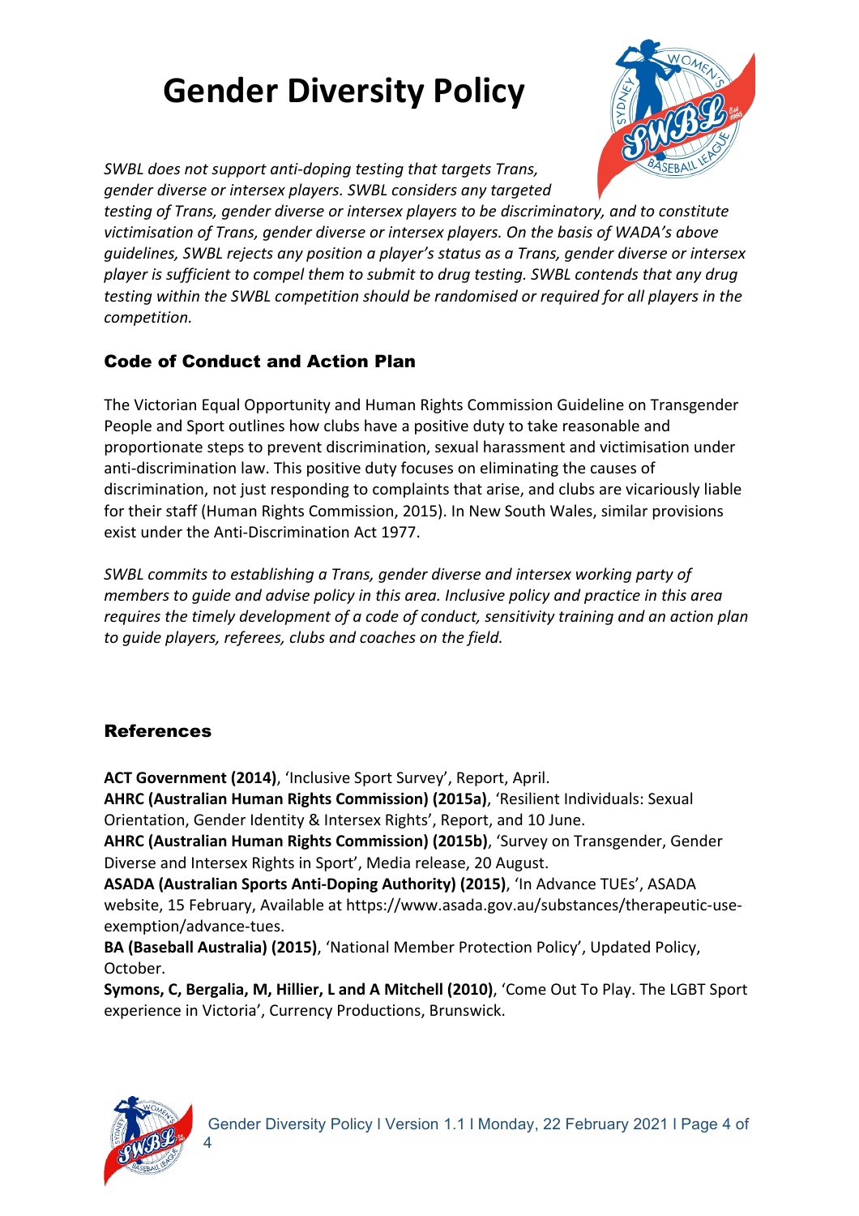# Gender Diversity Policy

*SWBL does not support anti-doping testing that targets Trans, gender diverse or intersex players. SWBL considers any targeted testing of Trans, gender diverse or intersex players to be discriminatory, and to constitute victimisation of Trans, gender diverse or intersex players. On the basis of WADA's above guidelines, SWBL rejects any position a player's status as a Trans, gender diverse or intersex player is sufficient to compel them to submit to drug testing. SWBL contends that any drug testing within the SWBL competition should be randomised or required for all players in the competition.*

### Code of Conduct and Action Plan

The Victorian Equal Opportunity and Human Rights Commission Guideline on Transgender People and Sport outlines how clubs have a positive duty to take reasonable and proportionate steps to prevent discrimination, sexual harassment and victimisation under anti-discrimination law. This positive duty focuses on eliminating the causes of discrimination, not just responding to complaints that arise, and clubs are vicariously liable for their staff (Human Rights Commission, 2015). In New South Wales, similar provisions exist under the Anti-Discrimination Act 1977.

*SWBL commits to establishing a Trans, gender diverse and intersex working party of members to guide and advise policy in this area. Inclusive policy and practice in this area requires the timely development of a code of conduct, sensitivity training and an action plan to guide players, referees, clubs and coaches on the field.*

### References

**ACT Government (2014)**, 'Inclusive Sport Survey', Report, April.
**AHRC (Australian Human Rights Commission) (2015a)**, 'Resilient Individuals: Sexual Orientation, Gender Identity & Intersex Rights', Report, and 10 June.
**AHRC (Australian Human Rights Commission) (2015b)**, 'Survey on Transgender, Gender Diverse and Intersex Rights in Sport', Media release, 20 August.
**ASADA (Australian Sports Anti-Doping Authority) (2015)**, 'In Advance TUEs', ASADA website, 15 February, Available at https://www.asada.gov.au/substances/therapeutic-use-exemption/advance-tues.
**BA (Baseball Australia) (2015)**, 'National Member Protection Policy', Updated Policy, October.
**Symons, C, Bergalia, M, Hillier, L and A Mitchell (2010)**, 'Come Out To Play. The LGBT Sport experience in Victoria', Currency Productions, Brunswick.